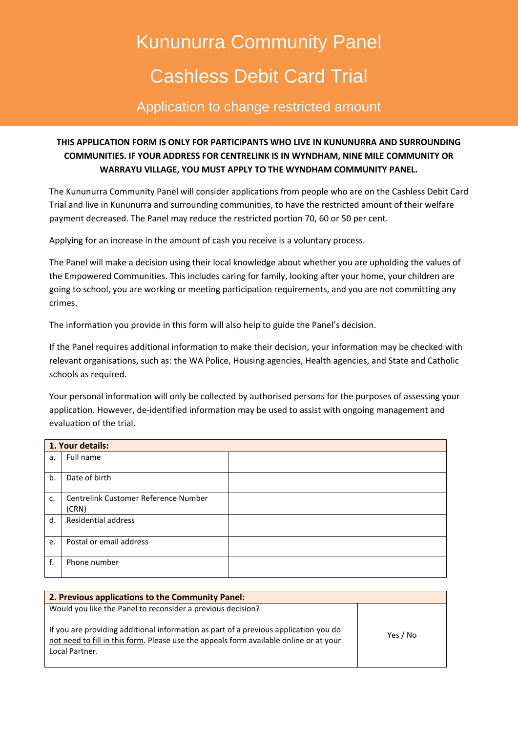# Kununurra Community Panel

# Cashless Debit Card Trial

## Application to change restricted amount

**THIS APPLICATION FORM IS ONLY FOR PARTICIPANTS WHO LIVE IN KUNUNURRA AND SURROUNDING COMMUNITIES. IF YOUR ADDRESS FOR CENTRELINK IS IN WYNDHAM, NINE MILE COMMUNITY OR WARRAYU VILLAGE, YOU MUST APPLY TO THE WYNDHAM COMMUNITY PANEL.**

The Kununurra Community Panel will consider applications from people who are on the Cashless Debit Card Trial and live in Kununurra and surrounding communities, to have the restricted amount of their welfare payment decreased. The Panel may reduce the restricted portion 70, 60 or 50 per cent.

Applying for an increase in the amount of cash you receive is a voluntary process.

The Panel will make a decision using their local knowledge about whether you are upholding the values of the Empowered Communities. This includes caring for family, looking after your home, your children are going to school, you are working or meeting participation requirements, and you are not committing any crimes.

The information you provide in this form will also help to guide the Panel's decision.

If the Panel requires additional information to make their decision, your information may be checked with relevant organisations, such as: the WA Police, Housing agencies, Health agencies, and State and Catholic schools as required.

Your personal information will only be collected by authorised persons for the purposes of assessing your application. However, de-identified information may be used to assist with ongoing management and evaluation of the trial.

| **1. Your details:** | | |
|---|---|---|
| a. | Full name | |
| b. | Date of birth | |
| c. | Centrelink Customer Reference Number (CRN) | |
| d. | Residential address | |
| e. | Postal or email address | |
| f. | Phone number | |

| **2. Previous applications to the Community Panel:** | |
|---|---|
| Would you like the Panel to reconsider a previous decision?<br><br>If you are providing additional information as part of a previous application <u>you do not need to fill in this form</u>. Please use the appeals form available online or at your Local Partner. | Yes / No |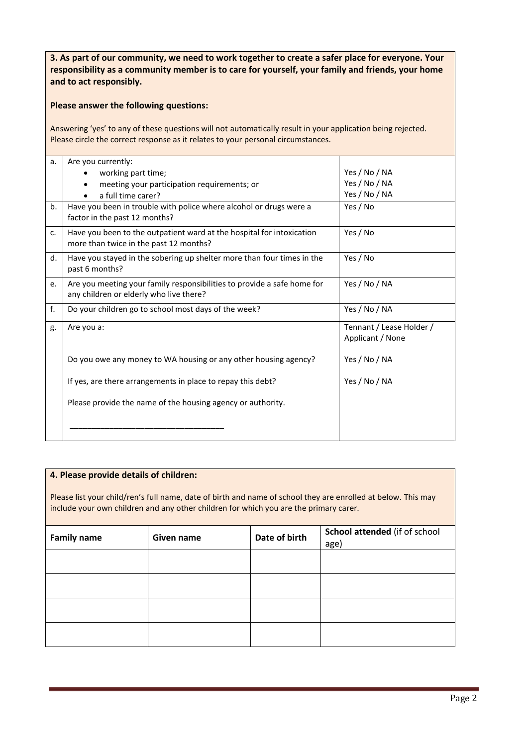**3. As part of our community, we need to work together to create a safer place for everyone. Your responsibility as a community member is to care for yourself, your family and friends, your home and to act responsibly.**

**Please answer the following questions:**

Answering 'yes' to any of these questions will not automatically result in your application being rejected. Please circle the correct response as it relates to your personal circumstances.

| | | |
|---|---|---|
| a. | Are you currently:<br>• working part time;<br>• meeting your participation requirements; or<br>• a full time carer? | <br>Yes / No / NA<br>Yes / No / NA<br>Yes / No / NA |
| b. | Have you been in trouble with police where alcohol or drugs were a factor in the past 12 months? | Yes / No |
| c. | Have you been to the outpatient ward at the hospital for intoxication more than twice in the past 12 months? | Yes / No |
| d. | Have you stayed in the sobering up shelter more than four times in the past 6 months? | Yes / No |
| e. | Are you meeting your family responsibilities to provide a safe home for any children or elderly who live there? | Yes / No / NA |
| f. | Do your children go to school most days of the week? | Yes / No / NA |
| g. | Are you a:<br><br>Do you owe any money to WA housing or any other housing agency?<br><br>If yes, are there arrangements in place to repay this debt?<br><br>Please provide the name of the housing agency or authority.<br><br>___________________________________ | Tennant / Lease Holder / Applicant / None<br><br>Yes / No / NA<br><br>Yes / No / NA |

**4. Please provide details of children:**

Please list your child/ren's full name, date of birth and name of school they are enrolled at below. This may include your own children and any other children for which you are the primary carer.

| **Family name** | **Given name** | **Date of birth** | **School attended** (if of school age) |
|---|---|---|---|
| | | | |
| | | | |
| | | | |
| | | | |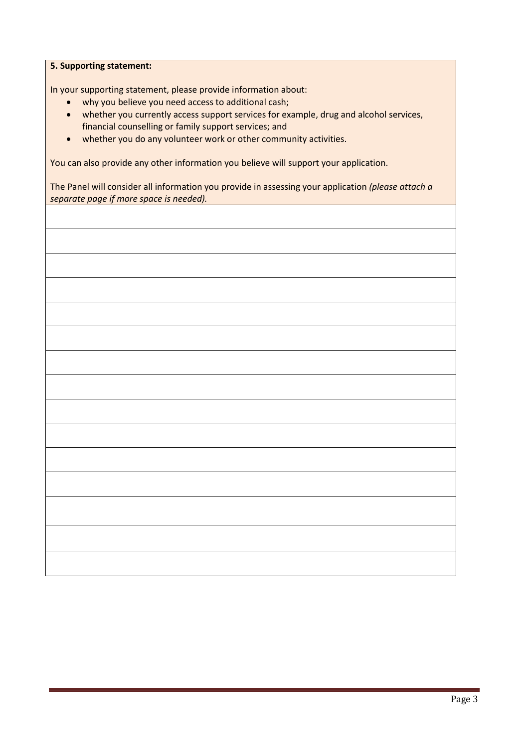**5. Supporting statement:**

In your supporting statement, please provide information about:

- why you believe you need access to additional cash;
- whether you currently access support services for example, drug and alcohol services, financial counselling or family support services; and
- whether you do any volunteer work or other community activities.

You can also provide any other information you believe will support your application.

The Panel will consider all information you provide in assessing your application *(please attach a separate page if more space is needed).*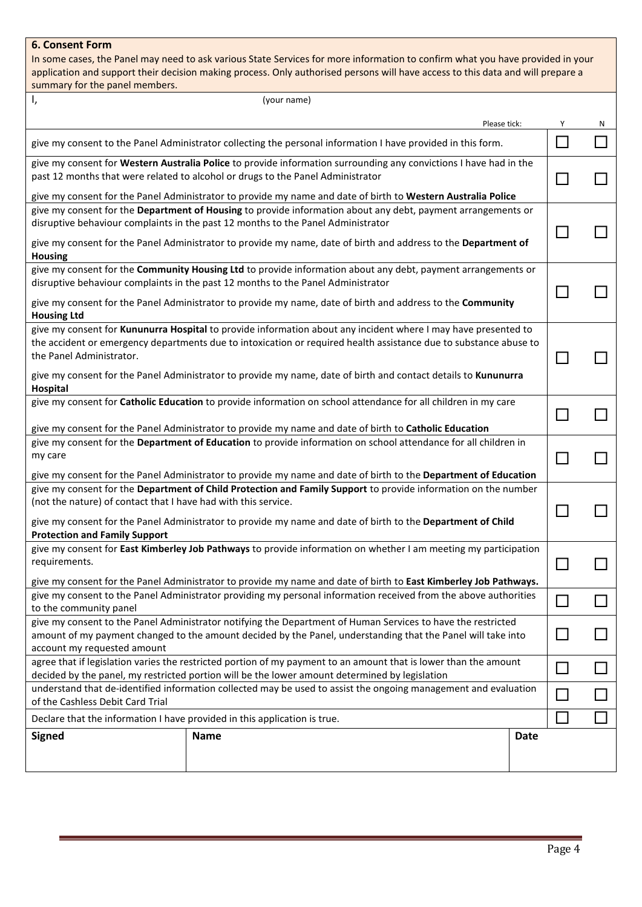## 6. Consent Form

In some cases, the Panel may need to ask various State Services for more information to confirm what you have provided in your application and support their decision making process. Only authorised persons will have access to this data and will prepare a summary for the panel members.

I, (your name)

| Please tick: | Y | N |
|---|---|---|
| give my consent to the Panel Administrator collecting the personal information I have provided in this form. | ☐ | ☐ |
| give my consent for **Western Australia Police** to provide information surrounding any convictions I have had in the past 12 months that were related to alcohol or drugs to the Panel Administrator<br><br>give my consent for the Panel Administrator to provide my name and date of birth to **Western Australia Police** | ☐ | ☐ |
| give my consent for the **Department of Housing** to provide information about any debt, payment arrangements or disruptive behaviour complaints in the past 12 months to the Panel Administrator<br><br>give my consent for the Panel Administrator to provide my name, date of birth and address to the **Department of Housing** | ☐ | ☐ |
| give my consent for the **Community Housing Ltd** to provide information about any debt, payment arrangements or disruptive behaviour complaints in the past 12 months to the Panel Administrator<br><br>give my consent for the Panel Administrator to provide my name, date of birth and address to the **Community Housing Ltd** | ☐ | ☐ |
| give my consent for **Kununurra Hospital** to provide information about any incident where I may have presented to the accident or emergency departments due to intoxication or required health assistance due to substance abuse to the Panel Administrator.<br><br>give my consent for the Panel Administrator to provide my name, date of birth and contact details to **Kununurra Hospital** | ☐ | ☐ |
| give my consent for **Catholic Education** to provide information on school attendance for all children in my care<br><br>give my consent for the Panel Administrator to provide my name and date of birth to **Catholic Education** | ☐ | ☐ |
| give my consent for the **Department of Education** to provide information on school attendance for all children in my care<br><br>give my consent for the Panel Administrator to provide my name and date of birth to the **Department of Education** | ☐ | ☐ |
| give my consent for the **Department of Child Protection and Family Support** to provide information on the number (not the nature) of contact that I have had with this service.<br><br>give my consent for the Panel Administrator to provide my name and date of birth to the **Department of Child Protection and Family Support** | ☐ | ☐ |
| give my consent for **East Kimberley Job Pathways** to provide information on whether I am meeting my participation requirements.<br><br>give my consent for the Panel Administrator to provide my name and date of birth to **East Kimberley Job Pathways.** | ☐ | ☐ |
| give my consent to the Panel Administrator providing my personal information received from the above authorities to the community panel | ☐ | ☐ |
| give my consent to the Panel Administrator notifying the Department of Human Services to have the restricted amount of my payment changed to the amount decided by the Panel, understanding that the Panel will take into account my requested amount | ☐ | ☐ |
| agree that if legislation varies the restricted portion of my payment to an amount that is lower than the amount decided by the panel, my restricted portion will be the lower amount determined by legislation | ☐ | ☐ |
| understand that de-identified information collected may be used to assist the ongoing management and evaluation of the Cashless Debit Card Trial | ☐ | ☐ |
| Declare that the information I have provided in this application is true. | ☐ | ☐ |

| **Signed** | **Name** | **Date** |
|---|---|---|
| | | |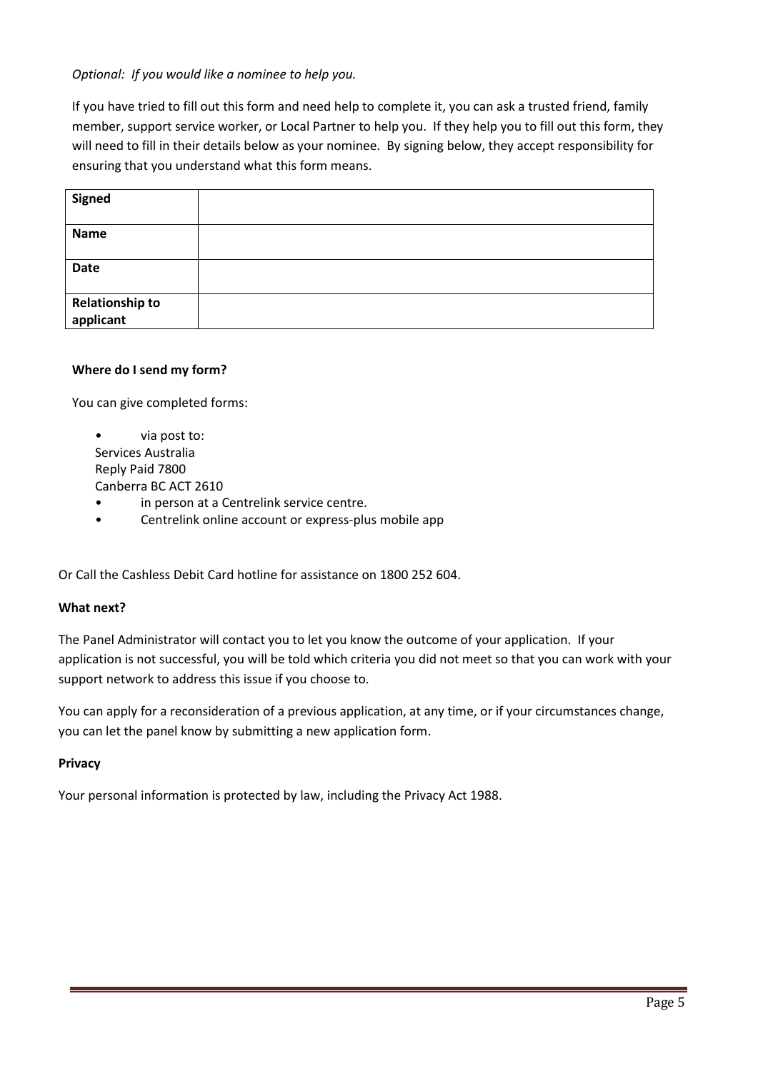*Optional: If you would like a nominee to help you.*

If you have tried to fill out this form and need help to complete it, you can ask a trusted friend, family member, support service worker, or Local Partner to help you. If they help you to fill out this form, they will need to fill in their details below as your nominee. By signing below, they accept responsibility for ensuring that you understand what this form means.

| | |
|---|---|
| **Signed** | |
| **Name** | |
| **Date** | |
| **Relationship to applicant** | |

**Where do I send my form?**

You can give completed forms:

- via post to:
  Services Australia
  Reply Paid 7800
  Canberra BC ACT 2610
- in person at a Centrelink service centre.
- Centrelink online account or express-plus mobile app

Or Call the Cashless Debit Card hotline for assistance on 1800 252 604.

**What next?**

The Panel Administrator will contact you to let you know the outcome of your application. If your application is not successful, you will be told which criteria you did not meet so that you can work with your support network to address this issue if you choose to.

You can apply for a reconsideration of a previous application, at any time, or if your circumstances change, you can let the panel know by submitting a new application form.

**Privacy**

Your personal information is protected by law, including the Privacy Act 1988.